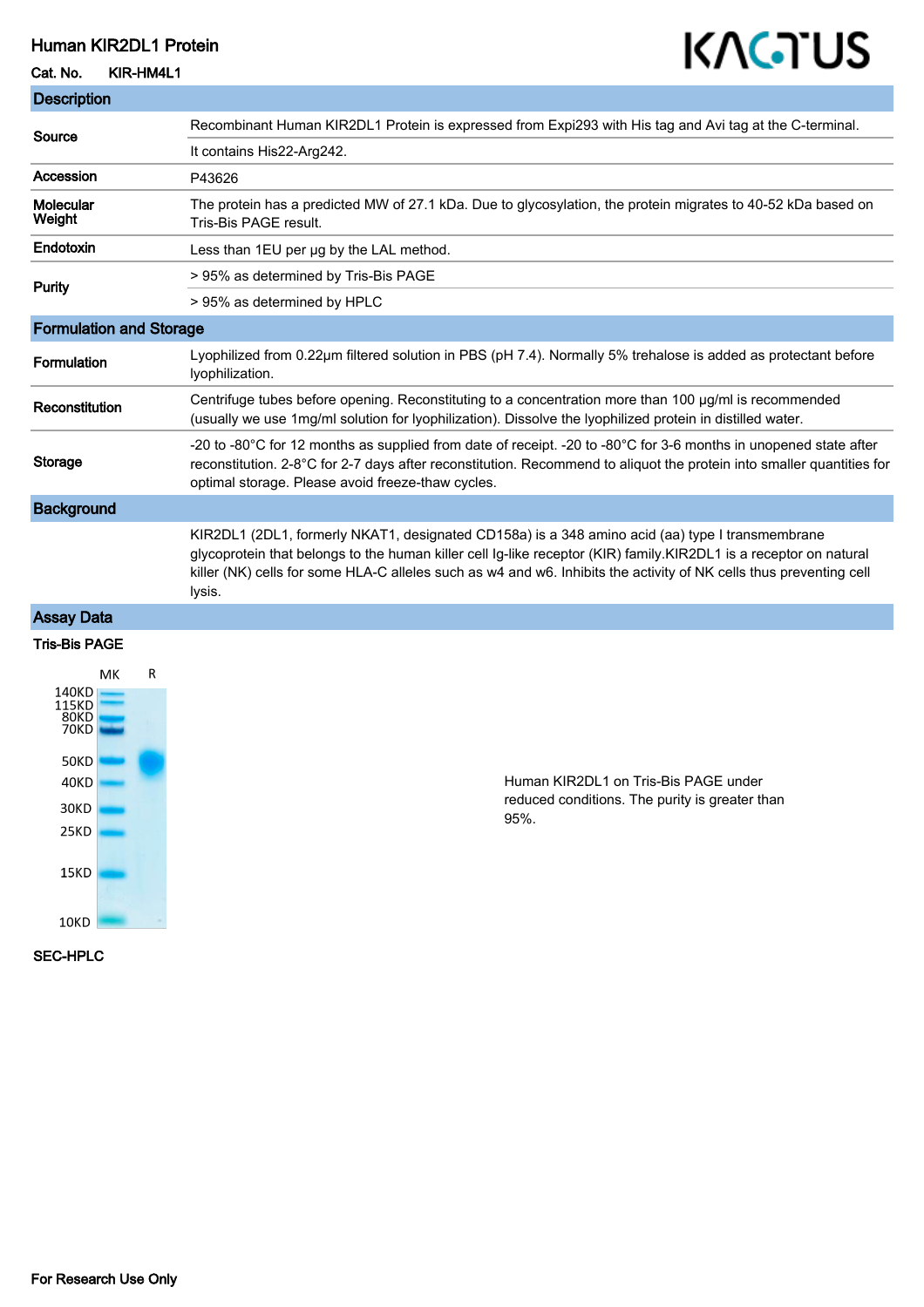# Human KIR2DL1 Protein

**Cat. No.** KIR-HM4L1

## Description

| | |
|---|---|
| **Source** | Recombinant Human KIR2DL1 Protein is expressed from Expi293 with His tag and Avi tag at the C-terminal. |
| | It contains His22-Arg242. |
| **Accession** | P43626 |
| **Molecular Weight** | The protein has a predicted MW of 27.1 kDa. Due to glycosylation, the protein migrates to 40-52 kDa based on Tris-Bis PAGE result. |
| **Endotoxin** | Less than 1EU per μg by the LAL method. |
| **Purity** | > 95% as determined by Tris-Bis PAGE |
| | > 95% as determined by HPLC |

## Formulation and Storage

| | |
|---|---|
| **Formulation** | Lyophilized from 0.22μm filtered solution in PBS (pH 7.4). Normally 5% trehalose is added as protectant before lyophilization. |
| **Reconstitution** | Centrifuge tubes before opening. Reconstituting to a concentration more than 100 μg/ml is recommended (usually we use 1mg/ml solution for lyophilization). Dissolve the lyophilized protein in distilled water. |
| **Storage** | -20 to -80°C for 12 months as supplied from date of receipt. -20 to -80°C for 3-6 months in unopened state after reconstitution. 2-8°C for 2-7 days after reconstitution. Recommend to aliquot the protein into smaller quantities for optimal storage. Please avoid freeze-thaw cycles. |

## Background

KIR2DL1 (2DL1, formerly NKAT1, designated CD158a) is a 348 amino acid (aa) type I transmembrane glycoprotein that belongs to the human killer cell Ig-like receptor (KIR) family.KIR2DL1 is a receptor on natural killer (NK) cells for some HLA-C alleles such as w4 and w6. Inhibits the activity of NK cells thus preventing cell lysis.

## Assay Data

### Tris-Bis PAGE

Human KIR2DL1 on Tris-Bis PAGE under reduced conditions. The purity is greater than 95%.

### SEC-HPLC

For Research Use Only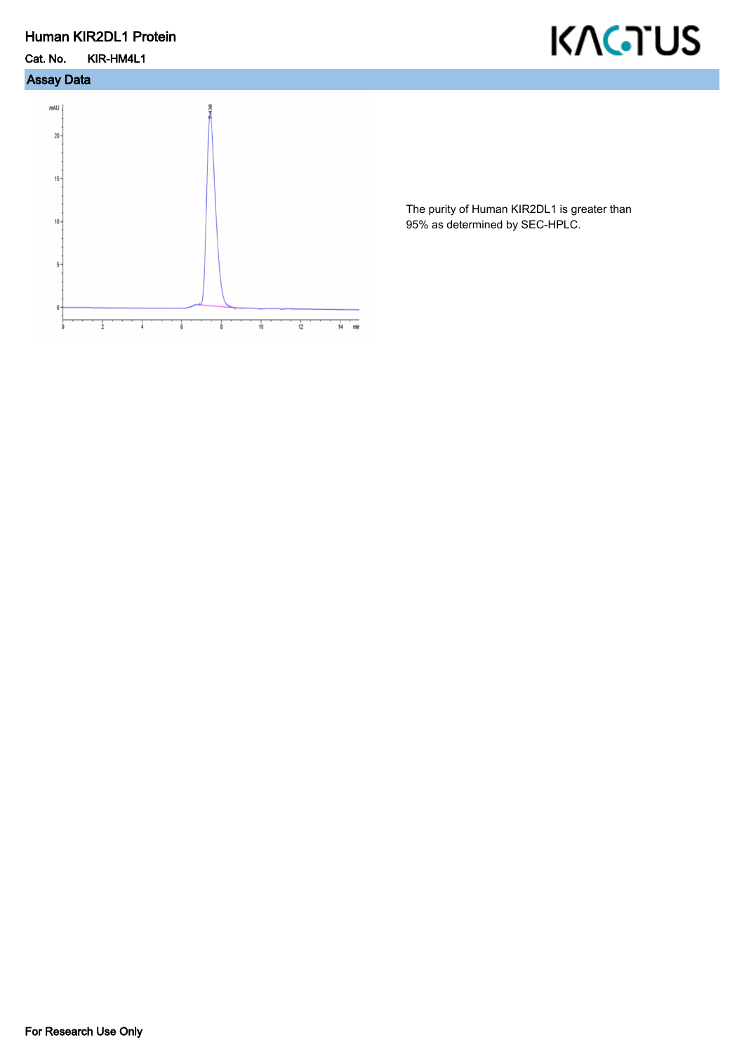Human KIR2DL1 Protein

Cat. No. KIR-HM4L1

## Assay Data

mAU

20

15

10

5

0

0 2 4 6 8 10 12 14 min

7.438

The purity of Human KIR2DL1 is greater than 95% as determined by SEC-HPLC.

For Research Use Only